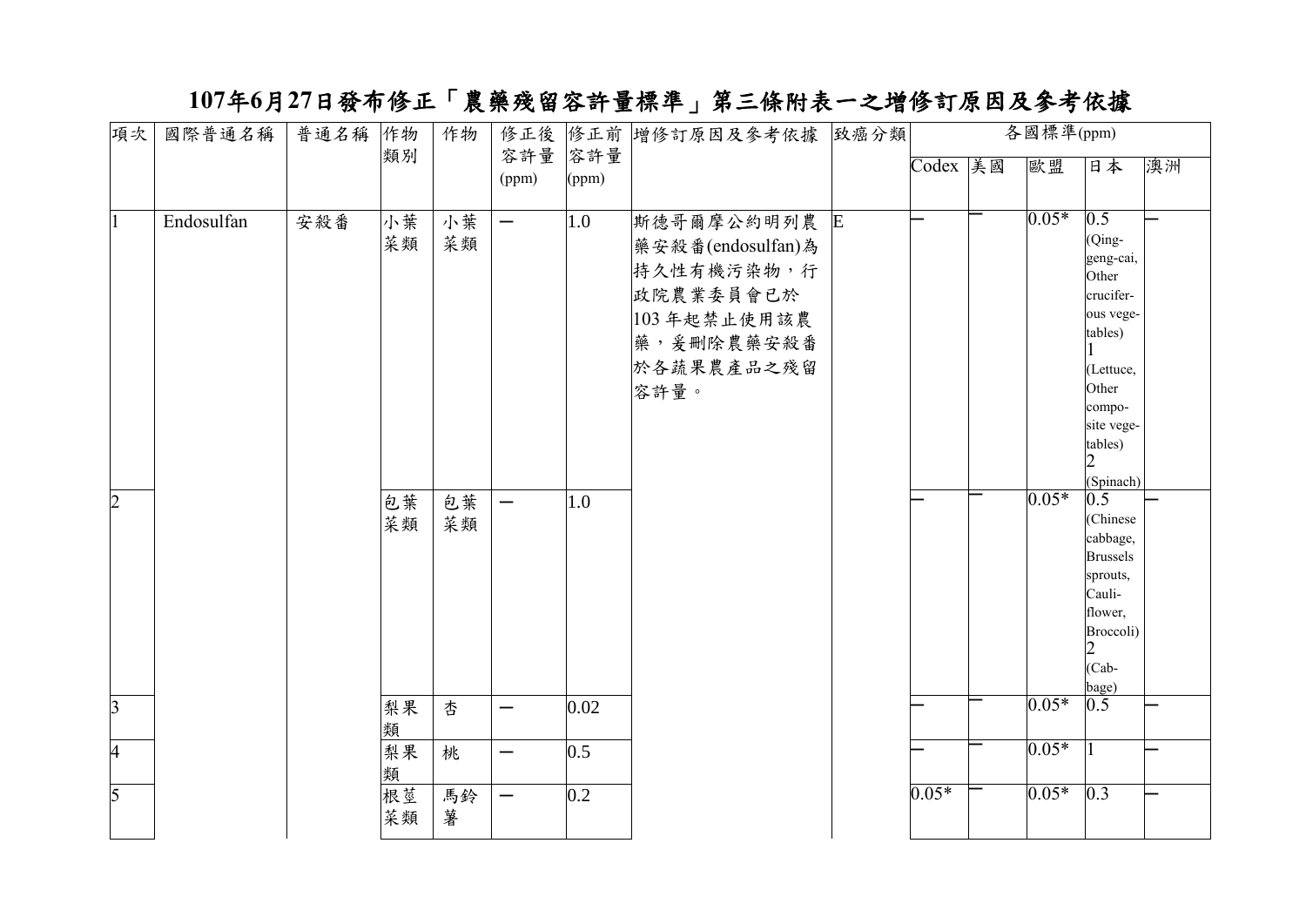# 107年6月27日發布修正「農藥殘留容許量標準」第三條附表一之增修訂原因及參考依據

| 項次 | 國際普通名稱 | 普通名稱 | 作物類別 | 作物 | 修正後容許量(ppm) | 修正前容許量(ppm) | 增修訂原因及參考依據 | 致癌分類 | 各國標準(ppm) | | | | |
|---|---|---|---|---|---|---|---|---|---|---|---|---|---|
| | | | | | | | | | Codex | 美國 | 歐盟 | 日本 | 澳洲 |
| 1 | Endosulfan | 安殺番 | 小葉菜類 | 小葉菜類 | — | 1.0 | 斯德哥爾摩公約明列農藥安殺番(endosulfan)為持久性有機污染物，行政院農業委員會已於103年起禁止使用該農藥，爰刪除農藥安殺番於各蔬果農產品之殘留容許量。 | E | — | — | 0.05* | 0.5 (Qing-geng-cai, Other cruciferous vegetables) 1 (Lettuce, Other composite vegetables) 2 (Spinach) | — |
| 2 | | | 包葉菜類 | 包葉菜類 | — | 1.0 | | | — | — | 0.05* | 0.5 (Chinese cabbage, Brussels sprouts, Cauliflower, Broccoli) 2 (Cabbage) | — |
| 3 | | | 梨果類 | 杏 | — | 0.02 | | | — | — | 0.05* | 0.5 | — |
| 4 | | | 梨果類 | 桃 | — | 0.5 | | | — | — | 0.05* | 1 | — |
| 5 | | | 根莖菜類 | 馬鈴薯 | — | 0.2 | | | 0.05* | — | 0.05* | 0.3 | — |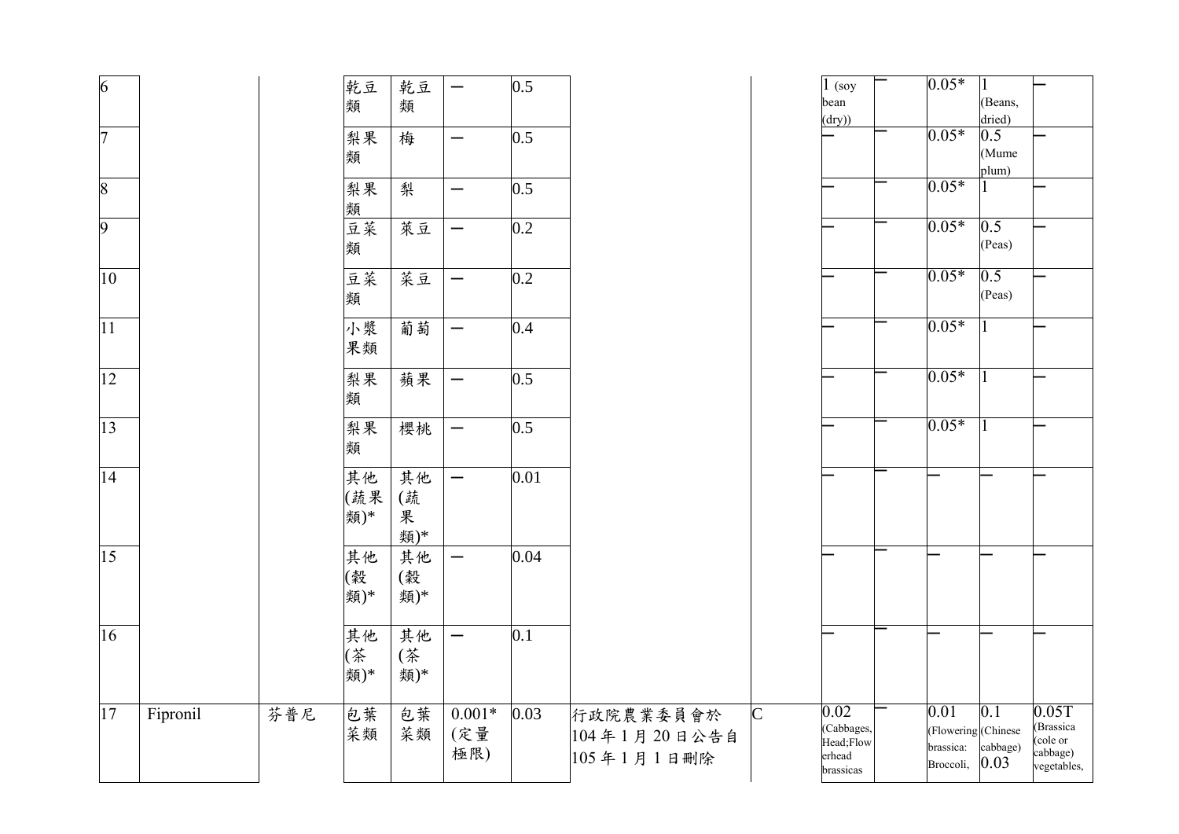| | | | | | | | | | | | | | |
|---|---|---|---|---|---|---|---|---|---|---|---|---|---|
| 6 | | | 乾豆類 | 乾豆類 | — | 0.5 | | | 1 (soy bean (dry)) | — | 0.05* | 1 (Beans, dried) | — |
| 7 | | | 梨果類 | 梅 | — | 0.5 | | | — | — | 0.05* | 0.5 (Mume plum) | — |
| 8 | | | 梨果類 | 梨 | — | 0.5 | | | — | — | 0.05* | 1 | — |
| 9 | | | 豆菜類 | 莢豆 | — | 0.2 | | | — | — | 0.05* | 0.5 (Peas) | — |
| 10 | | | 豆菜類 | 菜豆 | — | 0.2 | | | — | — | 0.05* | 0.5 (Peas) | — |
| 11 | | | 小漿果類 | 葡萄 | — | 0.4 | | | — | — | 0.05* | 1 | — |
| 12 | | | 梨果類 | 蘋果 | — | 0.5 | | | — | — | 0.05* | 1 | — |
| 13 | | | 梨果類 | 櫻桃 | — | 0.5 | | | — | — | 0.05* | 1 | — |
| 14 | | | 其他(蔬果類)* | 其他(蔬果類)* | — | 0.01 | | | — | — | — | — | — |
| 15 | | | 其他(穀類)* | 其他(穀類)* | — | 0.04 | | | — | — | — | — | — |
| 16 | | | 其他(茶類)* | 其他(茶類)* | — | 0.1 | | | — | — | — | — | — |
| 17 | Fipronil | 芬普尼 | 包葉菜類 | 包葉菜類 | 0.001* (定量極限) | 0.03 | 行政院農業委員會於104年1月20日公告自105年1月1日刪除 | C | 0.02 (Cabbages, Head;Flowerhead brassicas | — | 0.01 (Flowering brassica: Broccoli, | 0.1 (Chinese cabbage) 0.03 | 0.05T (Brassica (cole or cabbage) vegetables, |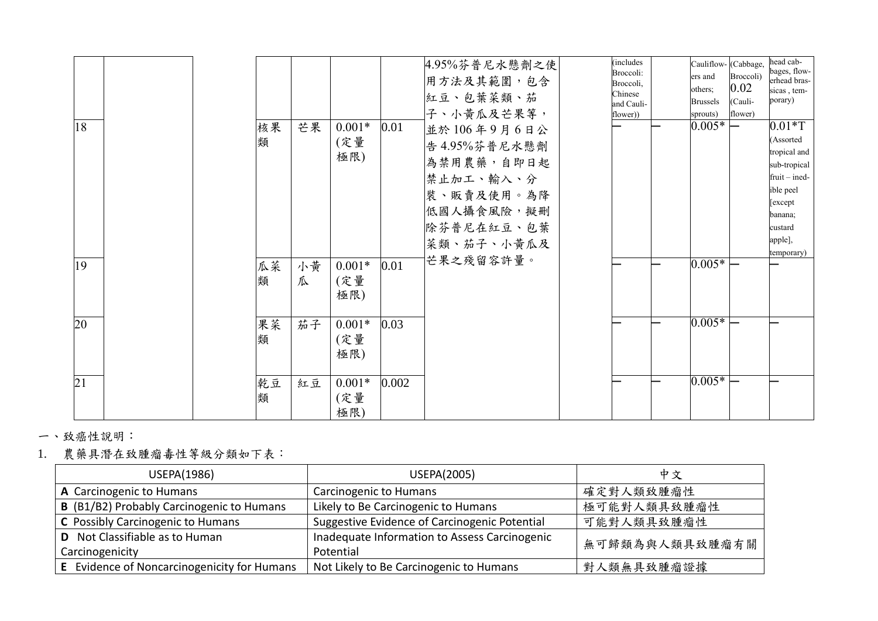| | | | | | | | | | | | | |
|---|---|---|---|---|---|---|---|---|---|---|---|---|
| | | | | | | 4.95%芬普尼水懸劑之使用方法及其範圍，包含紅豆、包葉菜類、茄子、小黃瓜及芒果等，並於106年9月6日公告4.95%芬普尼水懸劑為禁用農藥，自即日起禁止加工、輸入、分裝、販賣及使用。為降低國人攝食風險，擬刪除芬普尼在紅豆、包葉菜類、茄子、小黃瓜及芒果之殘留容許量。 | | (includes Broccoli: Broccoli, Chinese and Cauli-flower)) | | Cauliflowers and others; Brussels sprouts) | (Cabbage, Broccoli) 0.02 (Cauli-flower) | head cabbages, flowerhead brassicas , temporary) |
| 18 | | | 核果類 | 芒果 | 0.001* (定量極限) | 0.01 | | | — | — | 0.005* | — | 0.01*T (Assorted tropical and sub-tropical fruit – inedible peel [except banana; custard apple], temporary) |
| 19 | | | 瓜菜類 | 小黃瓜 | 0.001* (定量極限) | 0.01 | | | — | — | 0.005* | — | — |
| 20 | | | 果菜類 | 茄子 | 0.001* (定量極限) | 0.03 | | | — | — | 0.005* | — | — |
| 21 | | | 乾豆類 | 紅豆 | 0.001* (定量極限) | 0.002 | | | — | — | 0.005* | — | — |

一、致癌性說明：

1. 農藥具潛在致腫瘤毒性等級分類如下表：

| USEPA(1986) | USEPA(2005) | 中文 |
|---|---|---|
| **A** Carcinogenic to Humans | Carcinogenic to Humans | 確定對人類致腫瘤性 |
| **B** (B1/B2) Probably Carcinogenic to Humans | Likely to Be Carcinogenic to Humans | 極可能對人類具致腫瘤性 |
| **C** Possibly Carcinogenic to Humans | Suggestive Evidence of Carcinogenic Potential | 可能對人類具致腫瘤性 |
| **D** Not Classifiable as to Human Carcinogenicity | Inadequate Information to Assess Carcinogenic Potential | 無可歸類為與人類具致腫瘤有關 |
| **E** Evidence of Noncarcinogenicity for Humans | Not Likely to Be Carcinogenic to Humans | 對人類無具致腫瘤證據 |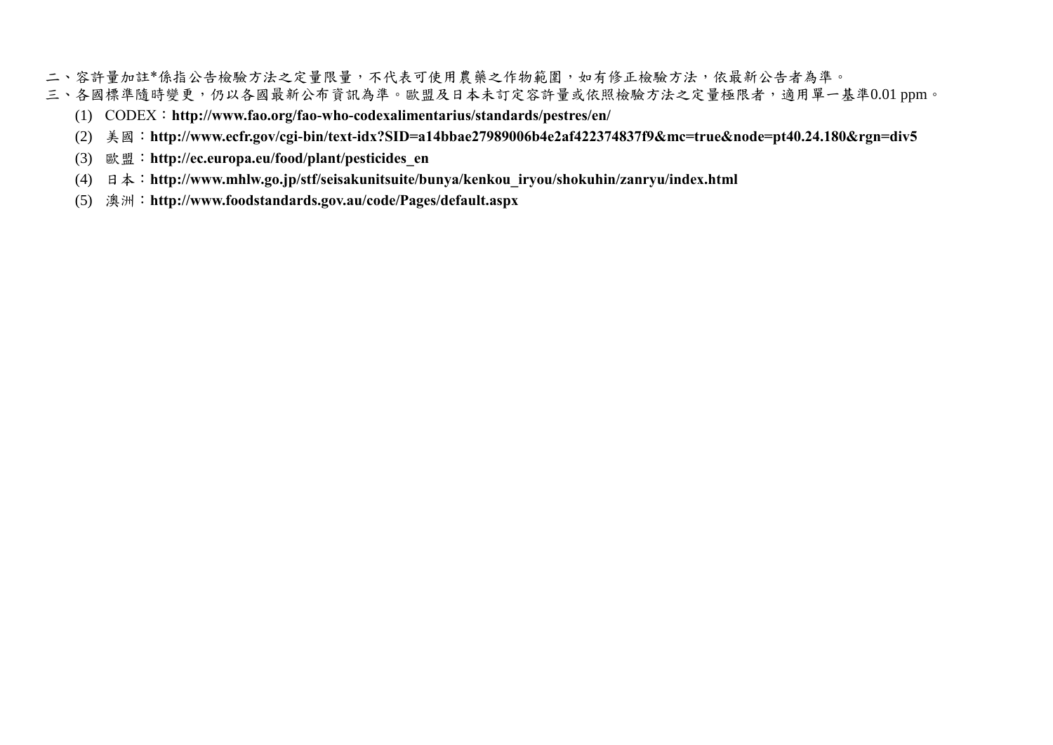二、容許量加註*係指公告檢驗方法之定量限量，不代表可使用農藥之作物範圍，如有修正檢驗方法，依最新公告者為準。

三、各國標準隨時變更，仍以各國最新公布資訊為準。歐盟及日本未訂定容許量或依照檢驗方法之定量極限者，適用單一基準0.01 ppm。

(1) CODEX：**http://www.fao.org/fao-who-codexalimentarius/standards/pestres/en/**

(2) 美國：**http://www.ecfr.gov/cgi-bin/text-idx?SID=a14bbae27989006b4e2af422374837f9&mc=true&node=pt40.24.180&rgn=div5**

(3) 歐盟：**http://ec.europa.eu/food/plant/pesticides_en**

(4) 日本：**http://www.mhlw.go.jp/stf/seisakunitsuite/bunya/kenkou_iryou/shokuhin/zanryu/index.html**

(5) 澳洲：**http://www.foodstandards.gov.au/code/Pages/default.aspx**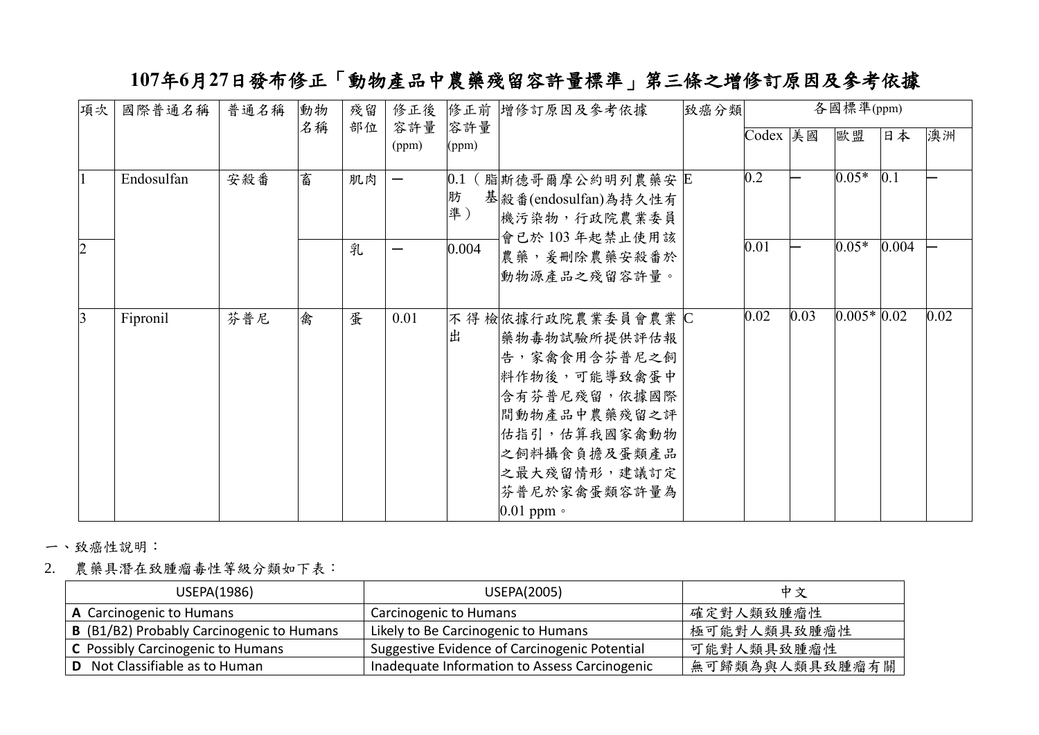# 107年6月27日發布修正「動物產品中農藥殘留容許量標準」第三條之增修訂原因及參考依據

| 項次 | 國際普通名稱 | 普通名稱 | 動物名稱 | 殘留部位 | 修正後容許量 (ppm) | 修正前容許量 (ppm) | 增修訂原因及參考依據 | 致癌分類 | 各國標準(ppm) | | | | |
|---|---|---|---|---|---|---|---|---|---|---|---|---|---|
| | | | | | | | | | Codex | 美國 | 歐盟 | 日本 | 澳洲 |
| 1 | Endosulfan | 安殺番 | 畜 | 肌肉 | — | 0.1（脂肪基準） | 斯德哥爾摩公約明列農藥安殺番(endosulfan)為持久性有機污染物，行政院農業委員會已於 103 年起禁止使用該農藥，爰刪除農藥安殺番於動物源產品之殘留容許量。 | E | 0.2 | — | 0.05* | 0.1 | — |
| 2 | | | | 乳 | — | 0.004 | | | 0.01 | — | 0.05* | 0.004 | — |
| 3 | Fipronil | 芬普尼 | 禽 | 蛋 | 0.01 | 不得檢出 | 依據行政院農業委員會農業藥物毒物試驗所提供評估報告，家禽食用含芬普尼之飼料作物後，可能導致禽蛋中含有芬普尼殘留，依據國際間動物產品中農藥殘留之評估指引，估算我國家禽動物之飼料攝食負擔及蛋類產品之最大殘留情形，建議訂定芬普尼於家禽蛋類容許量為0.01 ppm。 | C | 0.02 | 0.03 | 0.005* | 0.02 | 0.02 |

一、致癌性說明：

2. 農藥具潛在致腫瘤毒性等級分類如下表：

| USEPA(1986) | USEPA(2005) | 中文 |
|---|---|---|
| **A** Carcinogenic to Humans | Carcinogenic to Humans | 確定對人類致腫瘤性 |
| **B** (B1/B2) Probably Carcinogenic to Humans | Likely to Be Carcinogenic to Humans | 極可能對人類具致腫瘤性 |
| **C** Possibly Carcinogenic to Humans | Suggestive Evidence of Carcinogenic Potential | 可能對人類具致腫瘤性 |
| **D** Not Classifiable as to Human | Inadequate Information to Assess Carcinogenic | 無可歸類為與人類具致腫瘤有關 |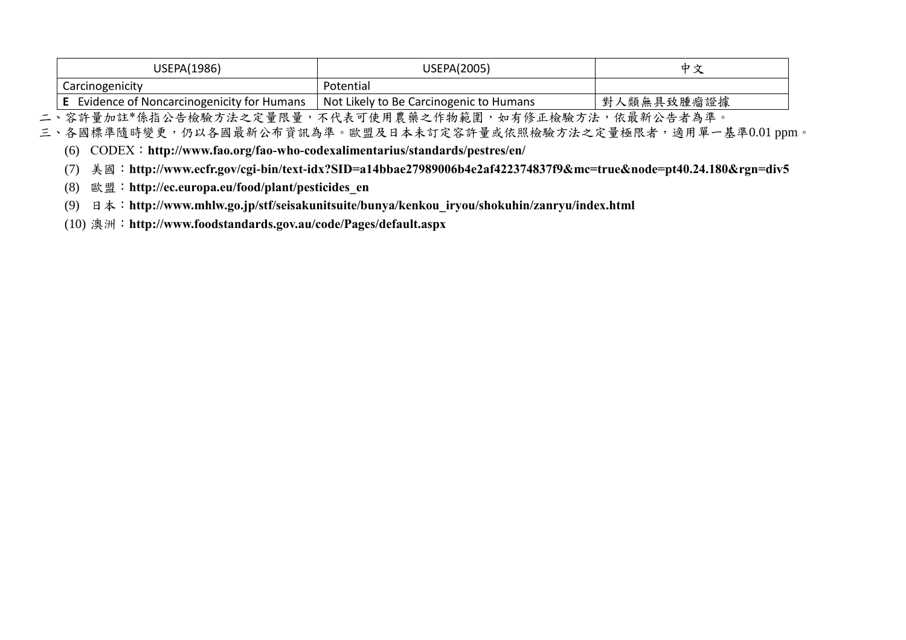| USEPA(1986) | USEPA(2005) | 中文 |
|---|---|---|
| Carcinogenicity | Potential | |
| **E** Evidence of Noncarcinogenicity for Humans | Not Likely to Be Carcinogenic to Humans | 對人類無具致腫瘤證據 |

二、容許量加註*係指公告檢驗方法之定量限量，不代表可使用農藥之作物範圍，如有修正檢驗方法，依最新公告者為準。

三、各國標準隨時變更，仍以各國最新公布資訊為準。歐盟及日本未訂定容許量或依照檢驗方法之定量極限者，適用單一基準0.01 ppm。

(6) CODEX：**http://www.fao.org/fao-who-codexalimentarius/standards/pestres/en/**

(7) 美國：**http://www.ecfr.gov/cgi-bin/text-idx?SID=a14bbae27989006b4e2af422374837f9&mc=true&node=pt40.24.180&rgn=div5**

(8) 歐盟：**http://ec.europa.eu/food/plant/pesticides_en**

(9) 日本：**http://www.mhlw.go.jp/stf/seisakunitsuite/bunya/kenkou_iryou/shokuhin/zanryu/index.html**

(10) 澳洲：**http://www.foodstandards.gov.au/code/Pages/default.aspx**